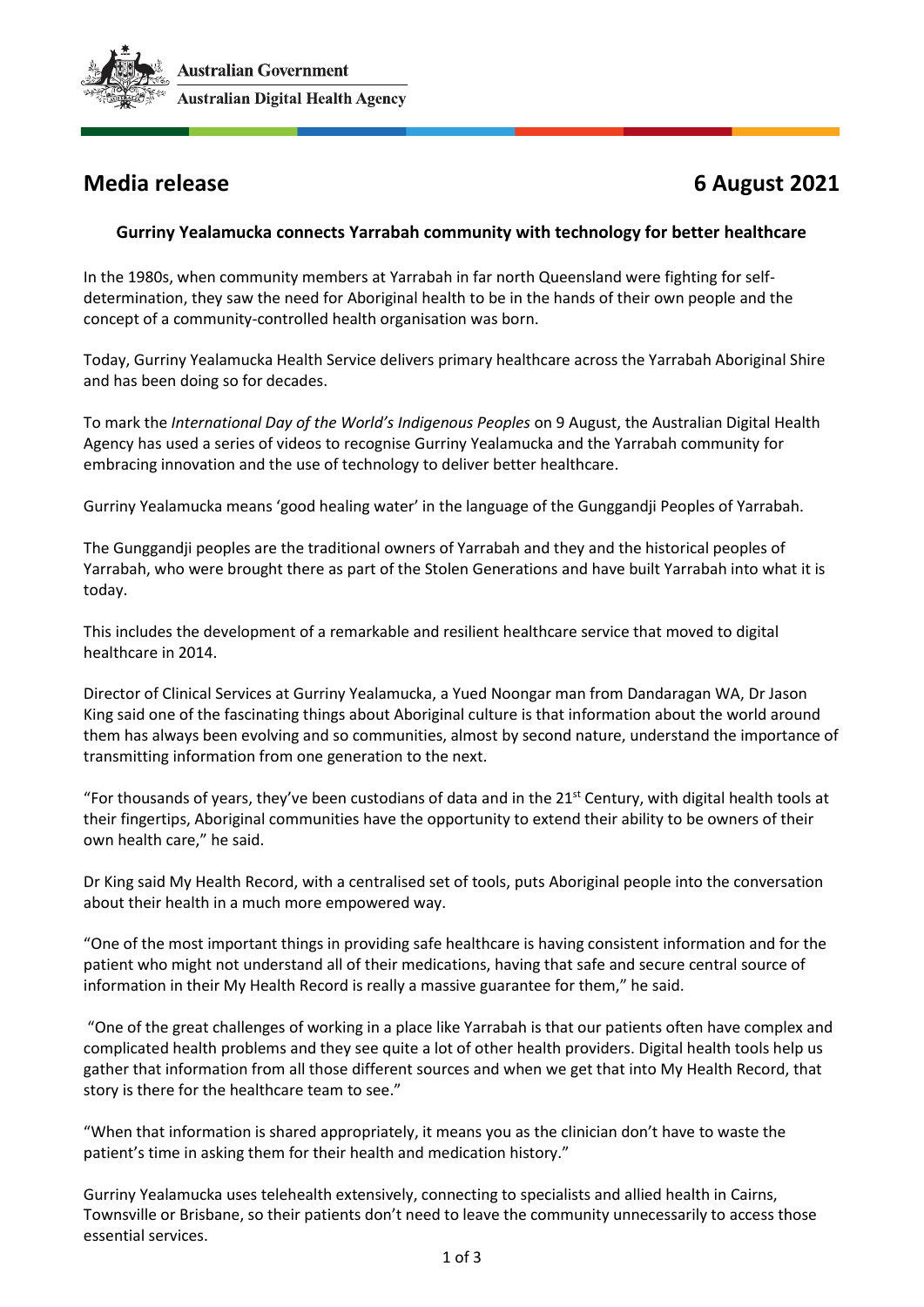Australian Government
Australian Digital Health Agency

# Media release — 6 August 2021

### Gurriny Yealamucka connects Yarrabah community with technology for better healthcare

In the 1980s, when community members at Yarrabah in far north Queensland were fighting for self-determination, they saw the need for Aboriginal health to be in the hands of their own people and the concept of a community-controlled health organisation was born.

Today, Gurriny Yealamucka Health Service delivers primary healthcare across the Yarrabah Aboriginal Shire and has been doing so for decades.

To mark the *International Day of the World's Indigenous Peoples* on 9 August, the Australian Digital Health Agency has used a series of videos to recognise Gurriny Yealamucka and the Yarrabah community for embracing innovation and the use of technology to deliver better healthcare.

Gurriny Yealamucka means 'good healing water' in the language of the Gunggandji Peoples of Yarrabah.

The Gunggandji peoples are the traditional owners of Yarrabah and they and the historical peoples of Yarrabah, who were brought there as part of the Stolen Generations and have built Yarrabah into what it is today.

This includes the development of a remarkable and resilient healthcare service that moved to digital healthcare in 2014.

Director of Clinical Services at Gurriny Yealamucka, a Yued Noongar man from Dandaragan WA, Dr Jason King said one of the fascinating things about Aboriginal culture is that information about the world around them has always been evolving and so communities, almost by second nature, understand the importance of transmitting information from one generation to the next.

"For thousands of years, they've been custodians of data and in the 21st Century, with digital health tools at their fingertips, Aboriginal communities have the opportunity to extend their ability to be owners of their own health care," he said.

Dr King said My Health Record, with a centralised set of tools, puts Aboriginal people into the conversation about their health in a much more empowered way.

"One of the most important things in providing safe healthcare is having consistent information and for the patient who might not understand all of their medications, having that safe and secure central source of information in their My Health Record is really a massive guarantee for them," he said.

"One of the great challenges of working in a place like Yarrabah is that our patients often have complex and complicated health problems and they see quite a lot of other health providers. Digital health tools help us gather that information from all those different sources and when we get that into My Health Record, that story is there for the healthcare team to see."

"When that information is shared appropriately, it means you as the clinician don't have to waste the patient's time in asking them for their health and medication history."

Gurriny Yealamucka uses telehealth extensively, connecting to specialists and allied health in Cairns, Townsville or Brisbane, so their patients don't need to leave the community unnecessarily to access those essential services.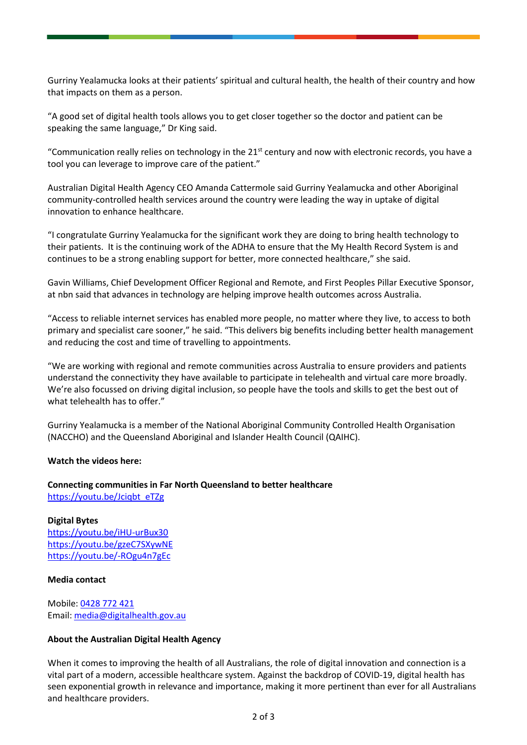Gurriny Yealamucka looks at their patients' spiritual and cultural health, the health of their country and how that impacts on them as a person.

"A good set of digital health tools allows you to get closer together so the doctor and patient can be speaking the same language," Dr King said.

"Communication really relies on technology in the 21st century and now with electronic records, you have a tool you can leverage to improve care of the patient."

Australian Digital Health Agency CEO Amanda Cattermole said Gurriny Yealamucka and other Aboriginal community-controlled health services around the country were leading the way in uptake of digital innovation to enhance healthcare.

"I congratulate Gurriny Yealamucka for the significant work they are doing to bring health technology to their patients. It is the continuing work of the ADHA to ensure that the My Health Record System is and continues to be a strong enabling support for better, more connected healthcare," she said.

Gavin Williams, Chief Development Officer Regional and Remote, and First Peoples Pillar Executive Sponsor, at nbn said that advances in technology are helping improve health outcomes across Australia.

"Access to reliable internet services has enabled more people, no matter where they live, to access to both primary and specialist care sooner," he said. "This delivers big benefits including better health management and reducing the cost and time of travelling to appointments.

"We are working with regional and remote communities across Australia to ensure providers and patients understand the connectivity they have available to participate in telehealth and virtual care more broadly. We're also focussed on driving digital inclusion, so people have the tools and skills to get the best out of what telehealth has to offer."

Gurriny Yealamucka is a member of the National Aboriginal Community Controlled Health Organisation (NACCHO) and the Queensland Aboriginal and Islander Health Council (QAIHC).

**Watch the videos here:**

**Connecting communities in Far North Queensland to better healthcare**
https://youtu.be/Jciqbt_eTZg

**Digital Bytes**
https://youtu.be/iHU-urBux30
https://youtu.be/gzeC7SXywNE
https://youtu.be/-ROgu4n7gEc

**Media contact**

Mobile: 0428 772 421
Email: media@digitalhealth.gov.au

**About the Australian Digital Health Agency**

When it comes to improving the health of all Australians, the role of digital innovation and connection is a vital part of a modern, accessible healthcare system. Against the backdrop of COVID-19, digital health has seen exponential growth in relevance and importance, making it more pertinent than ever for all Australians and healthcare providers.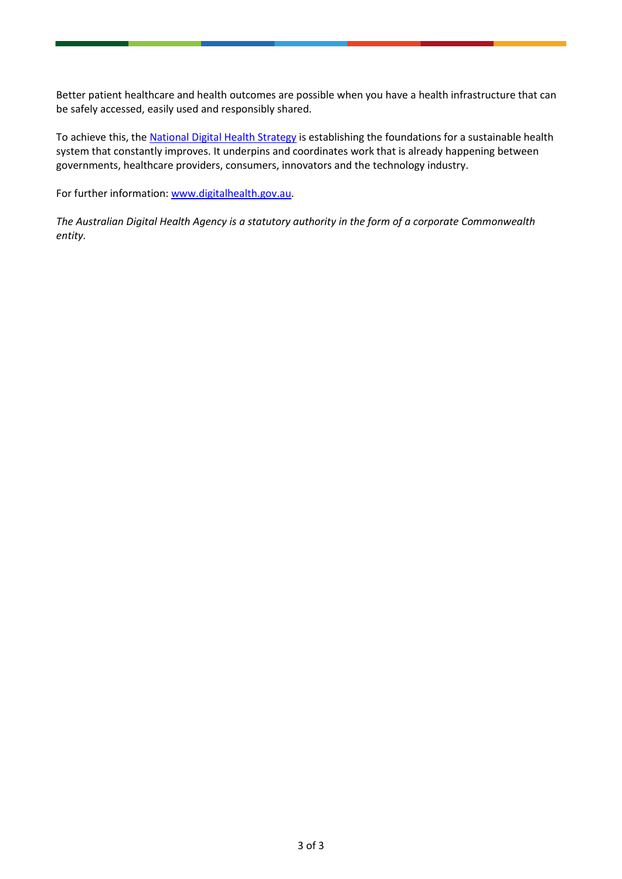Better patient healthcare and health outcomes are possible when you have a health infrastructure that can be safely accessed, easily used and responsibly shared.

To achieve this, the [National Digital Health Strategy](https://www.digitalhealth.gov.au) is establishing the foundations for a sustainable health system that constantly improves. It underpins and coordinates work that is already happening between governments, healthcare providers, consumers, innovators and the technology industry.

For further information: [www.digitalhealth.gov.au](http://www.digitalhealth.gov.au).

*The Australian Digital Health Agency is a statutory authority in the form of a corporate Commonwealth entity.*